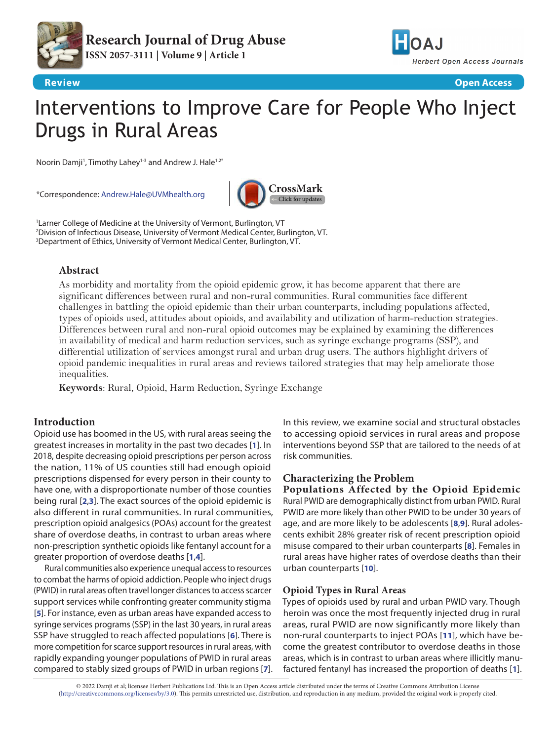Review

Open Access

# Interventions to Improve Care for People Who Inject Drugs in Rural Areas

Noorin Damji[1], Timothy Lahey[1-3] and Andrew J. Hale[1,2*]

*Correspondence: Andrew.Hale@UVMhealth.org

[1]Larner College of Medicine at the University of Vermont, Burlington, VT
[2]Division of Infectious Disease, University of Vermont Medical Center, Burlington, VT.
[3]Department of Ethics, University of Vermont Medical Center, Burlington, VT.

## Abstract

As morbidity and mortality from the opioid epidemic grow, it has become apparent that there are significant differences between rural and non-rural communities. Rural communities face different challenges in battling the opioid epidemic than their urban counterparts, including populations affected, types of opioids used, attitudes about opioids, and availability and utilization of harm-reduction strategies. Differences between rural and non-rural opioid outcomes may be explained by examining the differences in availability of medical and harm reduction services, such as syringe exchange programs (SSP), and differential utilization of services amongst rural and urban drug users. The authors highlight drivers of opioid pandemic inequalities in rural areas and reviews tailored strategies that may help ameliorate those inequalities.

**Keywords**: Rural, Opioid, Harm Reduction, Syringe Exchange

## Introduction

Opioid use has boomed in the US, with rural areas seeing the greatest increases in mortality in the past two decades [1]. In 2018, despite decreasing opioid prescriptions per person across the nation, 11% of US counties still had enough opioid prescriptions dispensed for every person in their county to have one, with a disproportionate number of those counties being rural [2,3]. The exact sources of the opioid epidemic is also different in rural communities. In rural communities, prescription opioid analgesics (POAs) account for the greatest share of overdose deaths, in contrast to urban areas where non-prescription synthetic opioids like fentanyl account for a greater proportion of overdose deaths [1,4].

Rural communities also experience unequal access to resources to combat the harms of opioid addiction. People who inject drugs (PWID) in rural areas often travel longer distances to access scarcer support services while confronting greater community stigma [5]. For instance, even as urban areas have expanded access to syringe services programs (SSP) in the last 30 years, in rural areas SSP have struggled to reach affected populations [6]. There is more competition for scarce support resources in rural areas, with rapidly expanding younger populations of PWID in rural areas compared to stably sized groups of PWID in urban regions [7].

In this review, we examine social and structural obstacles to accessing opioid services in rural areas and propose interventions beyond SSP that are tailored to the needs of at risk communities.

## Characterizing the Problem

### Populations Affected by the Opioid Epidemic

Rural PWID are demographically distinct from urban PWID. Rural PWID are more likely than other PWID to be under 30 years of age, and are more likely to be adolescents [8,9]. Rural adolescents exhibit 28% greater risk of recent prescription opioid misuse compared to their urban counterparts [8]. Females in rural areas have higher rates of overdose deaths than their urban counterparts [10].

### Opioid Types in Rural Areas

Types of opioids used by rural and urban PWID vary. Though heroin was once the most frequently injected drug in rural areas, rural PWID are now significantly more likely than non-rural counterparts to inject POAs [11], which have become the greatest contributor to overdose deaths in those areas, which is in contrast to urban areas where illicitly manufactured fentanyl has increased the proportion of deaths [1].

© 2022 Damji et al; licensee Herbert Publications Ltd. This is an Open Access article distributed under the terms of Creative Commons Attribution License (http://creativecommons.org/licenses/by/3.0). This permits unrestricted use, distribution, and reproduction in any medium, provided the original work is properly cited.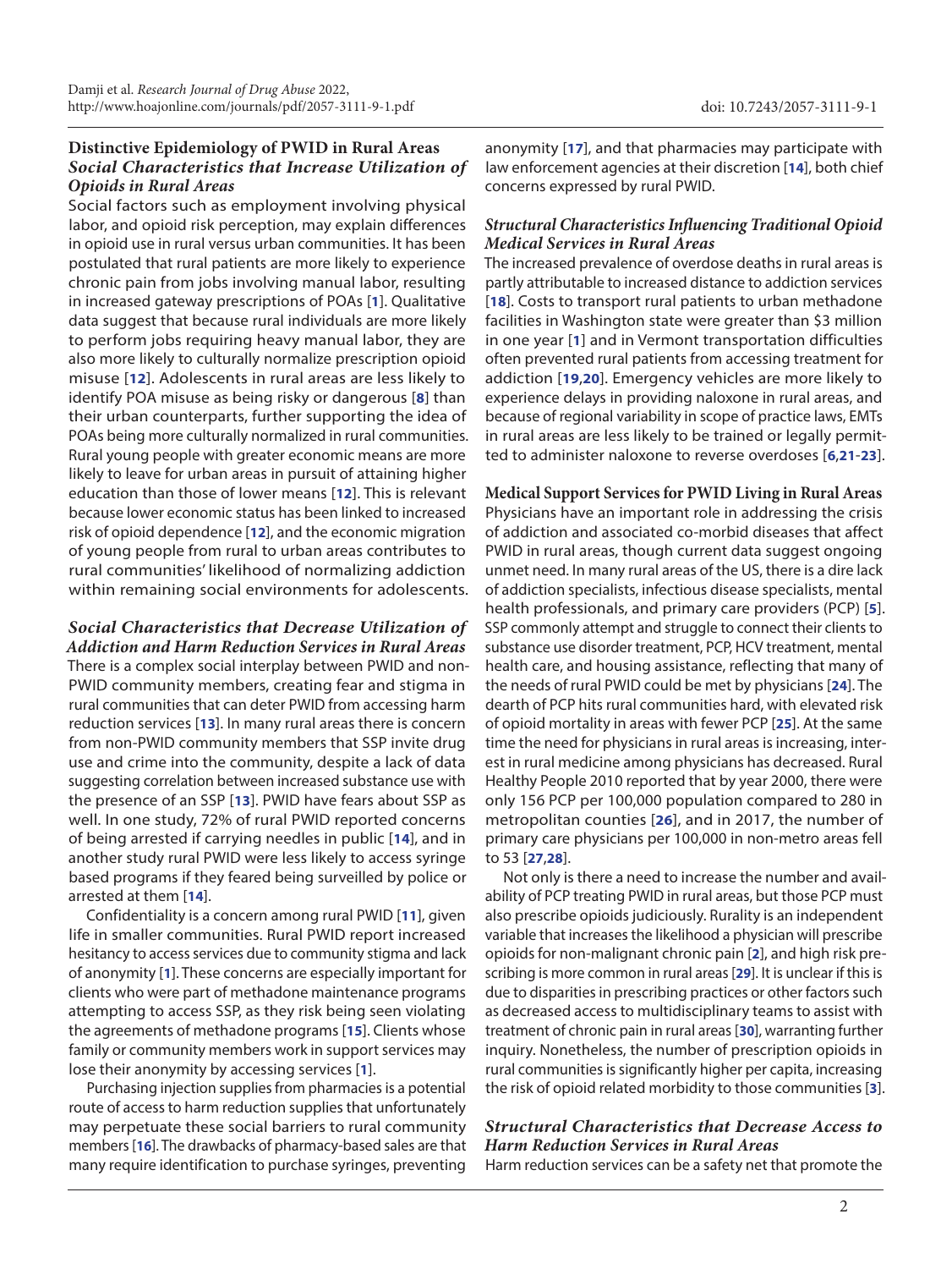## Distinctive Epidemiology of PWID in Rural Areas

### *Social Characteristics that Increase Utilization of Opioids in Rural Areas*

Social factors such as employment involving physical labor, and opioid risk perception, may explain differences in opioid use in rural versus urban communities. It has been postulated that rural patients are more likely to experience chronic pain from jobs involving manual labor, resulting in increased gateway prescriptions of POAs [1]. Qualitative data suggest that because rural individuals are more likely to perform jobs requiring heavy manual labor, they are also more likely to culturally normalize prescription opioid misuse [12]. Adolescents in rural areas are less likely to identify POA misuse as being risky or dangerous [8] than their urban counterparts, further supporting the idea of POAs being more culturally normalized in rural communities. Rural young people with greater economic means are more likely to leave for urban areas in pursuit of attaining higher education than those of lower means [12]. This is relevant because lower economic status has been linked to increased risk of opioid dependence [12], and the economic migration of young people from rural to urban areas contributes to rural communities' likelihood of normalizing addiction within remaining social environments for adolescents.

### *Social Characteristics that Decrease Utilization of Addiction and Harm Reduction Services in Rural Areas*

There is a complex social interplay between PWID and non-PWID community members, creating fear and stigma in rural communities that can deter PWID from accessing harm reduction services [13]. In many rural areas there is concern from non-PWID community members that SSP invite drug use and crime into the community, despite a lack of data suggesting correlation between increased substance use with the presence of an SSP [13]. PWID have fears about SSP as well. In one study, 72% of rural PWID reported concerns of being arrested if carrying needles in public [14], and in another study rural PWID were less likely to access syringe based programs if they feared being surveilled by police or arrested at them [14].

Confidentiality is a concern among rural PWID [11], given life in smaller communities. Rural PWID report increased hesitancy to access services due to community stigma and lack of anonymity [1]. These concerns are especially important for clients who were part of methadone maintenance programs attempting to access SSP, as they risk being seen violating the agreements of methadone programs [15]. Clients whose family or community members work in support services may lose their anonymity by accessing services [1].

Purchasing injection supplies from pharmacies is a potential route of access to harm reduction supplies that unfortunately may perpetuate these social barriers to rural community members [16]. The drawbacks of pharmacy-based sales are that many require identification to purchase syringes, preventing anonymity [17], and that pharmacies may participate with law enforcement agencies at their discretion [14], both chief concerns expressed by rural PWID.

### *Structural Characteristics Influencing Traditional Opioid Medical Services in Rural Areas*

The increased prevalence of overdose deaths in rural areas is partly attributable to increased distance to addiction services [18]. Costs to transport rural patients to urban methadone facilities in Washington state were greater than $3 million in one year [1] and in Vermont transportation difficulties often prevented rural patients from accessing treatment for addiction [19,20]. Emergency vehicles are more likely to experience delays in providing naloxone in rural areas, and because of regional variability in scope of practice laws, EMTs in rural areas are less likely to be trained or legally permitted to administer naloxone to reverse overdoses [6,21-23].

## Medical Support Services for PWID Living in Rural Areas

Physicians have an important role in addressing the crisis of addiction and associated co-morbid diseases that affect PWID in rural areas, though current data suggest ongoing unmet need. In many rural areas of the US, there is a dire lack of addiction specialists, infectious disease specialists, mental health professionals, and primary care providers (PCP) [5]. SSP commonly attempt and struggle to connect their clients to substance use disorder treatment, PCP, HCV treatment, mental health care, and housing assistance, reflecting that many of the needs of rural PWID could be met by physicians [24]. The dearth of PCP hits rural communities hard, with elevated risk of opioid mortality in areas with fewer PCP [25]. At the same time the need for physicians in rural areas is increasing, interest in rural medicine among physicians has decreased. Rural Healthy People 2010 reported that by year 2000, there were only 156 PCP per 100,000 population compared to 280 in metropolitan counties [26], and in 2017, the number of primary care physicians per 100,000 in non-metro areas fell to 53 [27,28].

Not only is there a need to increase the number and availability of PCP treating PWID in rural areas, but those PCP must also prescribe opioids judiciously. Rurality is an independent variable that increases the likelihood a physician will prescribe opioids for non-malignant chronic pain [2], and high risk prescribing is more common in rural areas [29]. It is unclear if this is due to disparities in prescribing practices or other factors such as decreased access to multidisciplinary teams to assist with treatment of chronic pain in rural areas [30], warranting further inquiry. Nonetheless, the number of prescription opioids in rural communities is significantly higher per capita, increasing the risk of opioid related morbidity to those communities [3].

### *Structural Characteristics that Decrease Access to Harm Reduction Services in Rural Areas*

Harm reduction services can be a safety net that promote the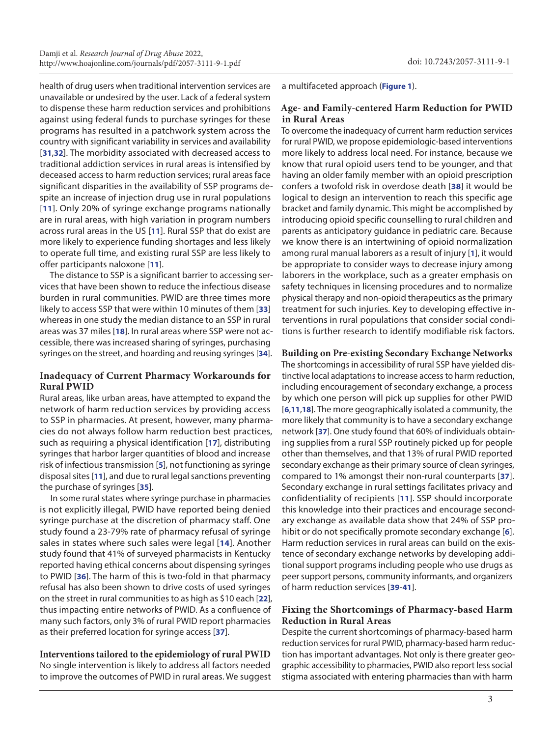health of drug users when traditional intervention services are unavailable or undesired by the user. Lack of a federal system to dispense these harm reduction services and prohibitions against using federal funds to purchase syringes for these programs has resulted in a patchwork system across the country with significant variability in services and availability [31,32]. The morbidity associated with decreased access to traditional addiction services in rural areas is intensified by deceased access to harm reduction services; rural areas face significant disparities in the availability of SSP programs despite an increase of injection drug use in rural populations [11]. Only 20% of syringe exchange programs nationally are in rural areas, with high variation in program numbers across rural areas in the US [11]. Rural SSP that do exist are more likely to experience funding shortages and less likely to operate full time, and existing rural SSP are less likely to offer participants naloxone [11].

The distance to SSP is a significant barrier to accessing services that have been shown to reduce the infectious disease burden in rural communities. PWID are three times more likely to access SSP that were within 10 minutes of them [33] whereas in one study the median distance to an SSP in rural areas was 37 miles [18]. In rural areas where SSP were not accessible, there was increased sharing of syringes, purchasing syringes on the street, and hoarding and reusing syringes [34].

## Inadequacy of Current Pharmacy Workarounds for Rural PWID

Rural areas, like urban areas, have attempted to expand the network of harm reduction services by providing access to SSP in pharmacies. At present, however, many pharmacies do not always follow harm reduction best practices, such as requiring a physical identification [17], distributing syringes that harbor larger quantities of blood and increase risk of infectious transmission [5], not functioning as syringe disposal sites [11], and due to rural legal sanctions preventing the purchase of syringes [35].

In some rural states where syringe purchase in pharmacies is not explicitly illegal, PWID have reported being denied syringe purchase at the discretion of pharmacy staff. One study found a 23-79% rate of pharmacy refusal of syringe sales in states where such sales were legal [14]. Another study found that 41% of surveyed pharmacists in Kentucky reported having ethical concerns about dispensing syringes to PWID [36]. The harm of this is two-fold in that pharmacy refusal has also been shown to drive costs of used syringes on the street in rural communities to as high as $10 each [22], thus impacting entire networks of PWID. As a confluence of many such factors, only 3% of rural PWID report pharmacies as their preferred location for syringe access [37].

## Interventions tailored to the epidemiology of rural PWID

No single intervention is likely to address all factors needed to improve the outcomes of PWID in rural areas. We suggest a multifaceted approach (**Figure 1**).

## Age- and Family-centered Harm Reduction for PWID in Rural Areas

To overcome the inadequacy of current harm reduction services for rural PWID, we propose epidemiologic-based interventions more likely to address local need. For instance, because we know that rural opioid users tend to be younger, and that having an older family member with an opioid prescription confers a twofold risk in overdose death [38] it would be logical to design an intervention to reach this specific age bracket and family dynamic. This might be accomplished by introducing opioid specific counselling to rural children and parents as anticipatory guidance in pediatric care. Because we know there is an intertwining of opioid normalization among rural manual laborers as a result of injury [1], it would be appropriate to consider ways to decrease injury among laborers in the workplace, such as a greater emphasis on safety techniques in licensing procedures and to normalize physical therapy and non-opioid therapeutics as the primary treatment for such injuries. Key to developing effective interventions in rural populations that consider social conditions is further research to identify modifiable risk factors.

## Building on Pre-existing Secondary Exchange Networks

The shortcomings in accessibility of rural SSP have yielded distinctive local adaptations to increase access to harm reduction, including encouragement of secondary exchange, a process by which one person will pick up supplies for other PWID [6,11,18]. The more geographically isolated a community, the more likely that community is to have a secondary exchange network [37]. One study found that 60% of individuals obtaining supplies from a rural SSP routinely picked up for people other than themselves, and that 13% of rural PWID reported secondary exchange as their primary source of clean syringes, compared to 1% amongst their non-rural counterparts [37]. Secondary exchange in rural settings facilitates privacy and confidentiality of recipients [11]. SSP should incorporate this knowledge into their practices and encourage secondary exchange as available data show that 24% of SSP prohibit or do not specifically promote secondary exchange [6]. Harm reduction services in rural areas can build on the existence of secondary exchange networks by developing additional support programs including people who use drugs as peer support persons, community informants, and organizers of harm reduction services [39-41].

## Fixing the Shortcomings of Pharmacy-based Harm Reduction in Rural Areas

Despite the current shortcomings of pharmacy-based harm reduction services for rural PWID, pharmacy-based harm reduction has important advantages. Not only is there greater geographic accessibility to pharmacies, PWID also report less social stigma associated with entering pharmacies than with harm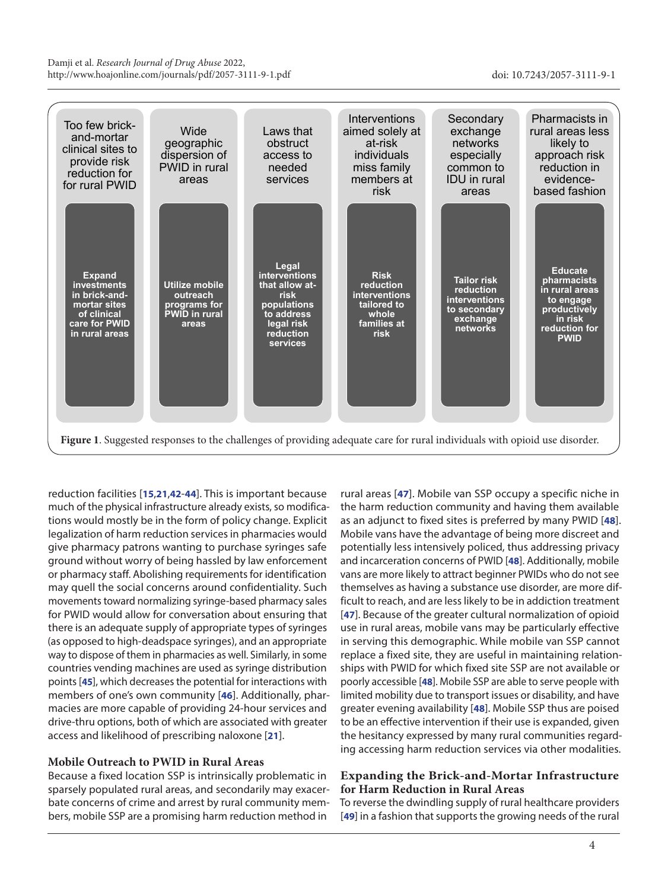| Too few brick-and-mortar clinical sites to provide risk reduction for for rural PWID | Wide geographic dispersion of PWID in rural areas | Laws that obstruct access to needed services | Interventions aimed solely at at-risk individuals miss family members at risk | Secondary exchange networks especially common to IDU in rural areas | Pharmacists in rural areas less likely to approach risk reduction in evidence-based fashion |
|---|---|---|---|---|---|
| **Expand investments in brick-and-mortar sites of clinical care for PWID in rural areas** | **Utilize mobile outreach programs for PWID in rural areas** | **Legal interventions that allow at-risk populations to address legal risk reduction services** | **Risk reduction interventions tailored to whole families at risk** | **Tailor risk reduction interventions to secondary exchange networks** | **Educate pharmacists in rural areas to engage productively in risk reduction for PWID** |

**Figure 1**. Suggested responses to the challenges of providing adequate care for rural individuals with opioid use disorder.

reduction facilities [15,21,42-44]. This is important because much of the physical infrastructure already exists, so modifications would mostly be in the form of policy change. Explicit legalization of harm reduction services in pharmacies would give pharmacy patrons wanting to purchase syringes safe ground without worry of being hassled by law enforcement or pharmacy staff. Abolishing requirements for identification may quell the social concerns around confidentiality. Such movements toward normalizing syringe-based pharmacy sales for PWID would allow for conversation about ensuring that there is an adequate supply of appropriate types of syringes (as opposed to high-deadspace syringes), and an appropriate way to dispose of them in pharmacies as well. Similarly, in some countries vending machines are used as syringe distribution points [45], which decreases the potential for interactions with members of one's own community [46]. Additionally, pharmacies are more capable of providing 24-hour services and drive-thru options, both of which are associated with greater access and likelihood of prescribing naloxone [21].

### Mobile Outreach to PWID in Rural Areas

Because a fixed location SSP is intrinsically problematic in sparsely populated rural areas, and secondarily may exacerbate concerns of crime and arrest by rural community members, mobile SSP are a promising harm reduction method in rural areas [47]. Mobile van SSP occupy a specific niche in the harm reduction community and having them available as an adjunct to fixed sites is preferred by many PWID [48]. Mobile vans have the advantage of being more discreet and potentially less intensively policed, thus addressing privacy and incarceration concerns of PWID [48]. Additionally, mobile vans are more likely to attract beginner PWIDs who do not see themselves as having a substance use disorder, are more difficult to reach, and are less likely to be in addiction treatment [47]. Because of the greater cultural normalization of opioid use in rural areas, mobile vans may be particularly effective in serving this demographic. While mobile van SSP cannot replace a fixed site, they are useful in maintaining relationships with PWID for which fixed site SSP are not available or poorly accessible [48]. Mobile SSP are able to serve people with limited mobility due to transport issues or disability, and have greater evening availability [48]. Mobile SSP thus are poised to be an effective intervention if their use is expanded, given the hesitancy expressed by many rural communities regarding accessing harm reduction services via other modalities.

### Expanding the Brick-and-Mortar Infrastructure for Harm Reduction in Rural Areas

To reverse the dwindling supply of rural healthcare providers [49] in a fashion that supports the growing needs of the rural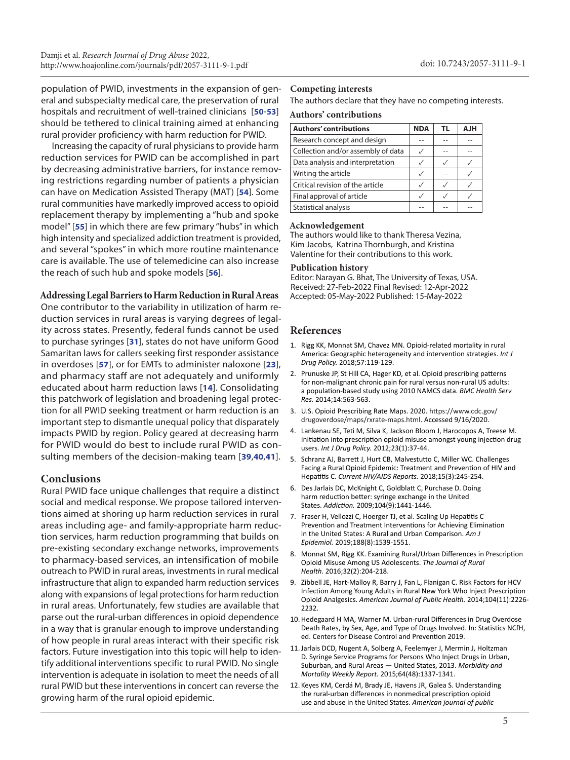population of PWID, investments in the expansion of general and subspecialty medical care, the preservation of rural hospitals and recruitment of well-trained clinicians [50-53] should be tethered to clinical training aimed at enhancing rural provider proficiency with harm reduction for PWID.

Increasing the capacity of rural physicians to provide harm reduction services for PWID can be accomplished in part by decreasing administrative barriers, for instance removing restrictions regarding number of patients a physician can have on Medication Assisted Therapy (MAT) [54]. Some rural communities have markedly improved access to opioid replacement therapy by implementing a "hub and spoke model" [55] in which there are few primary "hubs" in which high intensity and specialized addiction treatment is provided, and several "spokes" in which more routine maintenance care is available. The use of telemedicine can also increase the reach of such hub and spoke models [56].

### Addressing Legal Barriers to Harm Reduction in Rural Areas

One contributor to the variability in utilization of harm reduction services in rural areas is varying degrees of legality across states. Presently, federal funds cannot be used to purchase syringes [31], states do not have uniform Good Samaritan laws for callers seeking first responder assistance in overdoses [57], or for EMTs to administer naloxone [23], and pharmacy staff are not adequately and uniformly educated about harm reduction laws [14]. Consolidating this patchwork of legislation and broadening legal protection for all PWID seeking treatment or harm reduction is an important step to dismantle unequal policy that disparately impacts PWID by region. Policy geared at decreasing harm for PWID would do best to include rural PWID as consulting members of the decision-making team [39,40,41].

## Conclusions

Rural PWID face unique challenges that require a distinct social and medical response. We propose tailored interventions aimed at shoring up harm reduction services in rural areas including age- and family-appropriate harm reduction services, harm reduction programming that builds on pre-existing secondary exchange networks, improvements to pharmacy-based services, an intensification of mobile outreach to PWID in rural areas, investments in rural medical infrastructure that align to expanded harm reduction services along with expansions of legal protections for harm reduction in rural areas. Unfortunately, few studies are available that parse out the rural-urban differences in opioid dependence in a way that is granular enough to improve understanding of how people in rural areas interact with their specific risk factors. Future investigation into this topic will help to identify additional interventions specific to rural PWID. No single intervention is adequate in isolation to meet the needs of all rural PWID but these interventions in concert can reverse the growing harm of the rural opioid epidemic.

### Competing interests

The authors declare that they have no competing interests.

### Authors' contributions

| Authors' contributions | NDA | TL | AJH |
|---|---|---|---|
| Research concept and design | -- | -- | -- |
| Collection and/or assembly of data | ✓ | -- | -- |
| Data analysis and interpretation | ✓ | ✓ | ✓ |
| Writing the article | ✓ | -- | ✓ |
| Critical revision of the article | ✓ | ✓ | ✓ |
| Final approval of article | ✓ | ✓ | ✓ |
| Statistical analysis | -- | -- | -- |

### Acknowledgement

The authors would like to thank Theresa Vezina, Kim Jacobs, Katrina Thornburgh, and Kristina Valentine for their contributions to this work.

### Publication history

Editor: Narayan G. Bhat, The University of Texas, USA.
Received: 27-Feb-2022 Final Revised: 12-Apr-2022
Accepted: 05-May-2022 Published: 15-May-2022

## References

1. Rigg KK, Monnat SM, Chavez MN. Opioid-related mortality in rural America: Geographic heterogeneity and intervention strategies. *Int J Drug Policy.* 2018;57:119-129.
2. Prunuske JP, St Hill CA, Hager KD, et al. Opioid prescribing patterns for non-malignant chronic pain for rural versus non-rural US adults: a population-based study using 2010 NAMCS data. *BMC Health Serv Res.* 2014;14:563-563.
3. U.S. Opioid Prescribing Rate Maps. 2020. https://www.cdc.gov/drugoverdose/maps/rxrate-maps.html. Accessed 9/16/2020.
4. Lankenau SE, Teti M, Silva K, Jackson Bloom J, Harocopos A, Treese M. Initiation into prescription opioid misuse amongst young injection drug users. *Int J Drug Policy.* 2012;23(1):37-44.
5. Schranz AJ, Barrett J, Hurt CB, Malvestutto C, Miller WC. Challenges Facing a Rural Opioid Epidemic: Treatment and Prevention of HIV and Hepatitis C. *Current HIV/AIDS Reports.* 2018;15(3):245-254.
6. Des Jarlais DC, McKnight C, Goldblatt C, Purchase D. Doing harm reduction better: syringe exchange in the United States. *Addiction.* 2009;104(9):1441-1446.
7. Fraser H, Vellozzi C, Hoerger TJ, et al. Scaling Up Hepatitis C Prevention and Treatment Interventions for Achieving Elimination in the United States: A Rural and Urban Comparison. *Am J Epidemiol.* 2019;188(8):1539-1551.
8. Monnat SM, Rigg KK. Examining Rural/Urban Differences in Prescription Opioid Misuse Among US Adolescents. *The Journal of Rural Health.* 2016;32(2):204-218.
9. Zibbell JE, Hart-Malloy R, Barry J, Fan L, Flanigan C. Risk Factors for HCV Infection Among Young Adults in Rural New York Who Inject Prescription Opioid Analgesics. *American Journal of Public Health.* 2014;104(11):2226-2232.
10. Hedegaard H MA, Warner M. Urban-rural Differences in Drug Overdose Death Rates, by Sex, Age, and Type of Drugs Involved. In: Statistics NCfH, ed. Centers for Disease Control and Prevention 2019.
11. Jarlais DCD, Nugent A, Solberg A, Feelemyer J, Mermin J, Holtzman D. Syringe Service Programs for Persons Who Inject Drugs in Urban, Suburban, and Rural Areas — United States, 2013. *Morbidity and Mortality Weekly Report.* 2015;64(48):1337-1341.
12. Keyes KM, Cerdá M, Brady JE, Havens JR, Galea S. Understanding the rural-urban differences in nonmedical prescription opioid use and abuse in the United States. *American journal of public*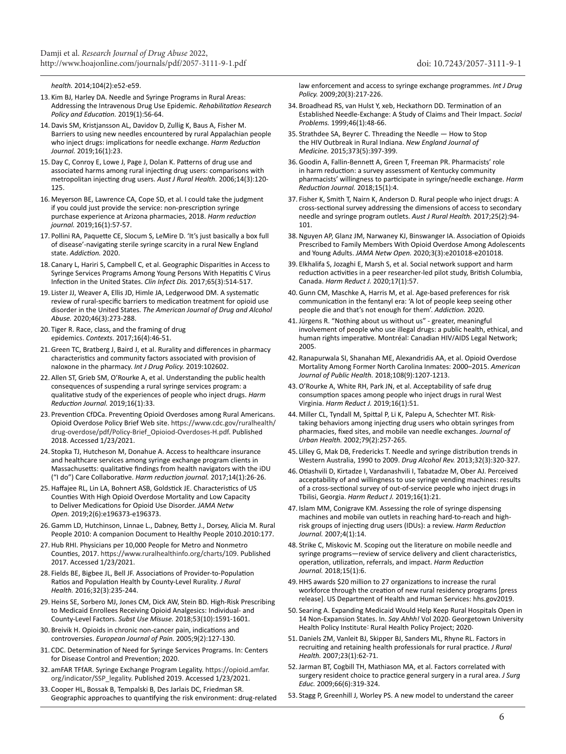*health.* 2014;104(2):e52-e59.

13. Kim BJ, Harley DA. Needle and Syringe Programs in Rural Areas: Addressing the Intravenous Drug Use Epidemic. *Rehabilitation Research Policy and Education.* 2019(1):56-64.

14. Davis SM, Kristjansson AL, Davidov D, Zullig K, Baus A, Fisher M. Barriers to using new needles encountered by rural Appalachian people who inject drugs: implications for needle exchange. *Harm Reduction Journal.* 2019;16(1):23.

15. Day C, Conroy E, Lowe J, Page J, Dolan K. Patterns of drug use and associated harms among rural injecting drug users: comparisons with metropolitan injecting drug users. *Aust J Rural Health.* 2006;14(3):120-125.

16. Meyerson BE, Lawrence CA, Cope SD, et al. I could take the judgment if you could just provide the service: non-prescription syringe purchase experience at Arizona pharmacies, 2018. *Harm reduction journal.* 2019;16(1):57-57.

17. Pollini RA, Paquette CE, Slocum S, LeMire D. 'It's just basically a box full of disease'-navigating sterile syringe scarcity in a rural New England state. *Addiction.* 2020.

18. Canary L, Hariri S, Campbell C, et al. Geographic Disparities in Access to Syringe Services Programs Among Young Persons With Hepatitis C Virus Infection in the United States. *Clin Infect Dis.* 2017;65(3):514-517.

19. Lister JJ, Weaver A, Ellis JD, Himle JA, Ledgerwood DM. A systematic review of rural-specific barriers to medication treatment for opioid use disorder in the United States. *The American Journal of Drug and Alcohol Abuse.* 2020;46(3):273-288.

20. Tiger R. Race, class, and the framing of drug epidemics. *Contexts.* 2017;16(4):46-51.

21. Green TC, Bratberg J, Baird J, et al. Rurality and differences in pharmacy characteristics and community factors associated with provision of naloxone in the pharmacy. *Int J Drug Policy.* 2019:102602.

22. Allen ST, Grieb SM, O'Rourke A, et al. Understanding the public health consequences of suspending a rural syringe services program: a qualitative study of the experiences of people who inject drugs. *Harm Reduction Journal.* 2019;16(1):33.

23. Prevention CfDCa. Preventing Opioid Overdoses among Rural Americans. Opioid Overdose Policy Brief Web site. https://www.cdc.gov/ruralhealth/drug-overdose/pdf/Policy-Brief_Opioiod-Overdoses-H.pdf. Published 2018. Accessed 1/23/2021.

24. Stopka TJ, Hutcheson M, Donahue A. Access to healthcare insurance and healthcare services among syringe exchange program clients in Massachusetts: qualitative findings from health navigators with the iDU ("I do") Care Collaborative. *Harm reduction journal.* 2017;14(1):26-26.

25. Haffajee RL, Lin LA, Bohnert ASB, Goldstick JE. Characteristics of US Counties With High Opioid Overdose Mortality and Low Capacity to Deliver Medications for Opioid Use Disorder. *JAMA Netw Open.* 2019;2(6):e196373-e196373.

26. Gamm LD, Hutchinson, Linnae L., Dabney, Betty J., Dorsey, Alicia M. Rural People 2010: A companion Document to Healthy People 2010.2010:177.

27. Hub RHI. Physicians per 10,000 People for Metro and Nonmetro Counties, 2017. https://www.ruralhealthinfo.org/charts/109. Published 2017. Accessed 1/23/2021.

28. Fields BE, Bigbee JL, Bell JF. Associations of Provider-to-Population Ratios and Population Health by County-Level Rurality. *J Rural Health.* 2016;32(3):235-244.

29. Heins SE, Sorbero MJ, Jones CM, Dick AW, Stein BD. High-Risk Prescribing to Medicaid Enrollees Receiving Opioid Analgesics: Individual- and County-Level Factors. *Subst Use Misuse.* 2018;53(10):1591-1601.

30. Breivik H. Opioids in chronic non-cancer pain, indications and controversies. *European Journal of Pain.* 2005;9(2):127-130.

31. CDC. Determination of Need for Syringe Services Programs. In: Centers for Disease Control and Prevention; 2020.

32. amFAR TFfAR. Syringe Exchange Program Legality. https://opioid.amfar.org/indicator/SSP_legality. Published 2019. Accessed 1/23/2021.

33. Cooper HL, Bossak B, Tempalski B, Des Jarlais DC, Friedman SR. Geographic approaches to quantifying the risk environment: drug-related law enforcement and access to syringe exchange programmes. *Int J Drug Policy.* 2009;20(3):217-226.

34. Broadhead RS, van Hulst Y, xeb, Heckathorn DD. Termination of an Established Needle-Exchange: A Study of Claims and Their Impact. *Social Problems.* 1999;46(1):48-66.

35. Strathdee SA, Beyrer C. Threading the Needle — How to Stop the HIV Outbreak in Rural Indiana. *New England Journal of Medicine.* 2015;373(5):397-399.

36. Goodin A, Fallin-Bennett A, Green T, Freeman PR. Pharmacists' role in harm reduction: a survey assessment of Kentucky community pharmacists' willingness to participate in syringe/needle exchange. *Harm Reduction Journal.* 2018;15(1):4.

37. Fisher K, Smith T, Nairn K, Anderson D. Rural people who inject drugs: A cross-sectional survey addressing the dimensions of access to secondary needle and syringe program outlets. *Aust J Rural Health.* 2017;25(2):94-101.

38. Nguyen AP, Glanz JM, Narwaney KJ, Binswanger IA. Association of Opioids Prescribed to Family Members With Opioid Overdose Among Adolescents and Young Adults. *JAMA Netw Open.* 2020;3(3):e201018-e201018.

39. Elkhalifa S, Jozaghi E, Marsh S, et al. Social network support and harm reduction activities in a peer researcher-led pilot study, British Columbia, Canada. *Harm Reduct J.* 2020;17(1):57.

40. Gunn CM, Maschke A, Harris M, et al. Age-based preferences for risk communication in the fentanyl era: 'A lot of people keep seeing other people die and that's not enough for them'. *Addiction.* 2020.

41. Jürgens R. "Nothing about us without us" - greater, meaningful involvement of people who use illegal drugs: a public health, ethical, and human rights imperative. Montréal: Canadian HIV/AIDS Legal Network; 2005.

42. Ranapurwala SI, Shanahan ME, Alexandridis AA, et al. Opioid Overdose Mortality Among Former North Carolina Inmates: 2000–2015. *American Journal of Public Health.* 2018;108(9):1207-1213.

43. O'Rourke A, White RH, Park JN, et al. Acceptability of safe drug consumption spaces among people who inject drugs in rural West Virginia. *Harm Reduct J.* 2019;16(1):51.

44. Miller CL, Tyndall M, Spittal P, Li K, Palepu A, Schechter MT. Risk-taking behaviors among injecting drug users who obtain syringes from pharmacies, fixed sites, and mobile van needle exchanges. *Journal of Urban Health.* 2002;79(2):257-265.

45. Lilley G, Mak DB, Fredericks T. Needle and syringe distribution trends in Western Australia, 1990 to 2009. *Drug Alcohol Rev.* 2013;32(3):320-327.

46. Otiashvili D, Kirtadze I, Vardanashvili I, Tabatadze M, Ober AJ. Perceived acceptability of and willingness to use syringe vending machines: results of a cross-sectional survey of out-of-service people who inject drugs in Tbilisi, Georgia. *Harm Reduct J.* 2019;16(1):21.

47. Islam MM, Conigrave KM. Assessing the role of syringe dispensing machines and mobile van outlets in reaching hard-to-reach and high-risk groups of injecting drug users (IDUs): a review. *Harm Reduction Journal.* 2007;4(1):14.

48. Strike C, Miskovic M. Scoping out the literature on mobile needle and syringe programs—review of service delivery and client characteristics, operation, utilization, referrals, and impact. *Harm Reduction Journal.* 2018;15(1):6.

49. HHS awards $20 million to 27 organizations to increase the rural workforce through the creation of new rural residency programs [press release]. US Department of Health and Human Services: hhs.gov2019.

50. Searing A. Expanding Medicaid Would Help Keep Rural Hospitals Open in 14 Non-Expansion States. In. *Say Ahhh!* Vol 2020· Georgetown University Health Policy Institute: Rural Health Policy Project; 2020·

51. Daniels ZM, Vanleit BJ, Skipper BJ, Sanders ML, Rhyne RL. Factors in recruiting and retaining health professionals for rural practice. *J Rural Health.* 2007;23(1):62-71.

52. Jarman BT, Cogbill TH, Mathiason MA, et al. Factors correlated with surgery resident choice to practice general surgery in a rural area. *J Surg Educ.* 2009;66(6):319-324.

53. Stagg P, Greenhill J, Worley PS. A new model to understand the career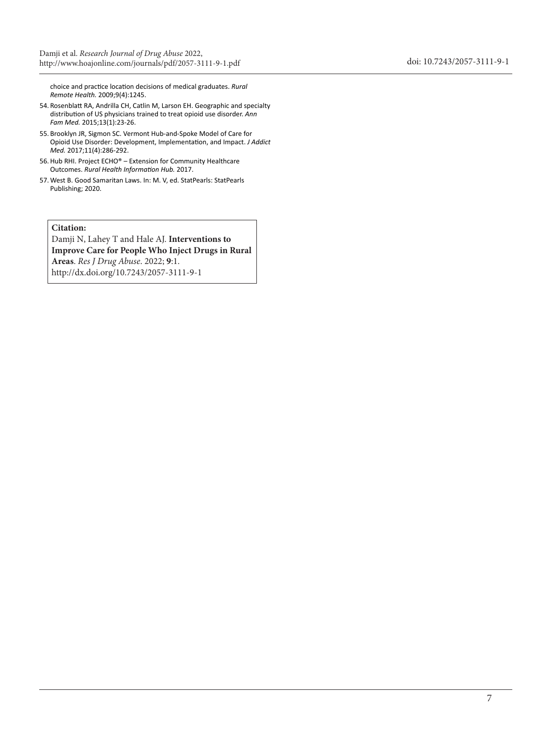choice and practice location decisions of medical graduates. *Rural Remote Health.* 2009;9(4):1245.

54. Rosenblatt RA, Andrilla CH, Catlin M, Larson EH. Geographic and specialty distribution of US physicians trained to treat opioid use disorder. *Ann Fam Med.* 2015;13(1):23-26.
55. Brooklyn JR, Sigmon SC. Vermont Hub-and-Spoke Model of Care for Opioid Use Disorder: Development, Implementation, and Impact. *J Addict Med.* 2017;11(4):286-292.
56. Hub RHI. Project ECHO® – Extension for Community Healthcare Outcomes. *Rural Health Information Hub.* 2017.
57. West B. Good Samaritan Laws. In: M. V, ed. StatPearls: StatPearls Publishing; 2020.

**Citation:**
Damji N, Lahey T and Hale AJ. **Interventions to Improve Care for People Who Inject Drugs in Rural Areas**. *Res J Drug Abuse*. 2022; **9**:1.
http://dx.doi.org/10.7243/2057-3111-9-1